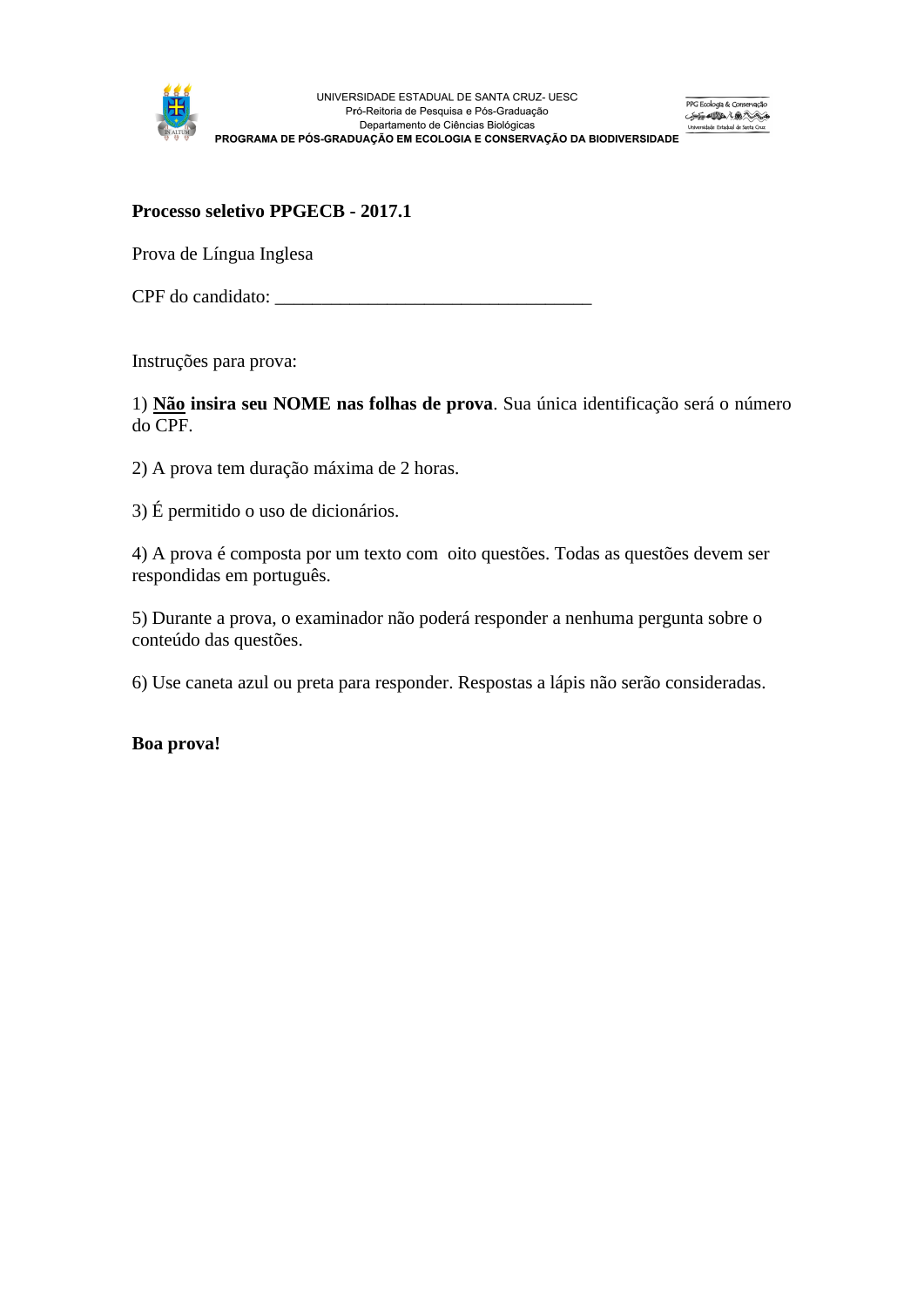UNIVERSIDADE ESTADUAL DE SANTA CRUZ- UESC
Pró-Reitoria de Pesquisa e Pós-Graduação
Departamento de Ciências Biológicas
**PROGRAMA DE PÓS-GRADUAÇÃO EM ECOLOGIA E CONSERVAÇÃO DA BIODIVERSIDADE**

**Processo seletivo PPGECB - 2017.1**

Prova de Língua Inglesa

CPF do candidato: ___________________________________

Instruções para prova:

1) **<u>Não</u> insira seu NOME nas folhas de prova**. Sua única identificação será o número do CPF.

2) A prova tem duração máxima de 2 horas.

3) É permitido o uso de dicionários.

4) A prova é composta por um texto com oito questões. Todas as questões devem ser respondidas em português.

5) Durante a prova, o examinador não poderá responder a nenhuma pergunta sobre o conteúdo das questões.

6) Use caneta azul ou preta para responder. Respostas a lápis não serão consideradas.

**Boa prova!**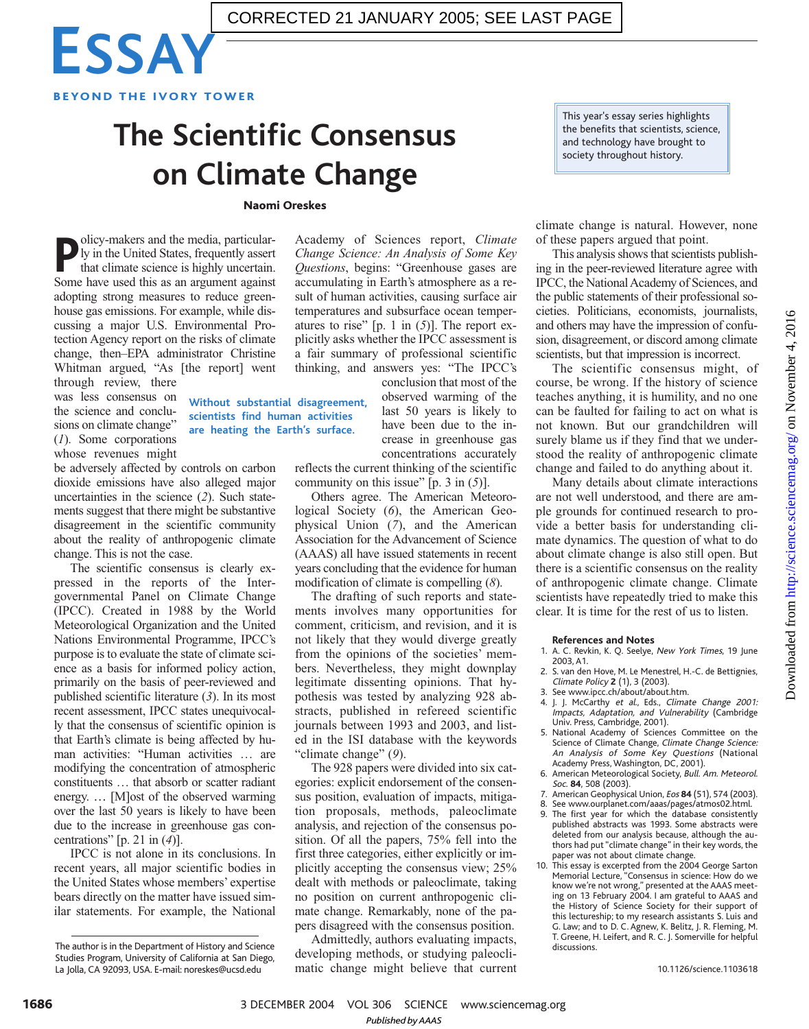CORRECTED 21 JANUARY 2005; SEE LAST PAGE

# ESSAY

**BEYOND THE IVORY TOWER**

This year's essay series highlights the benefits that scientists, science, and technology have brought to society throughout history.

# The Scientific Consensus on Climate Change

**Naomi Oreskes**

Policy-makers and the media, particularly in the United States, frequently assert that climate science is highly uncertain. Some have used this as an argument against adopting strong measures to reduce greenhouse gas emissions. For example, while discussing a major U.S. Environmental Protection Agency report on the risks of climate change, then–EPA administrator Christine Whitman argued, "As [the report] went through review, there was less consensus on the science and conclusions on climate change" (*1*). Some corporations whose revenues might be adversely affected by controls on carbon dioxide emissions have also alleged major uncertainties in the science (*2*). Such statements suggest that there might be substantive disagreement in the scientific community about the reality of anthropogenic climate change. This is not the case.

The scientific consensus is clearly expressed in the reports of the Intergovernmental Panel on Climate Change (IPCC). Created in 1988 by the World Meteorological Organization and the United Nations Environmental Programme, IPCC's purpose is to evaluate the state of climate science as a basis for informed policy action, primarily on the basis of peer-reviewed and published scientific literature (*3*). In its most recent assessment, IPCC states unequivocally that the consensus of scientific opinion is that Earth's climate is being affected by human activities: "Human activities … are modifying the concentration of atmospheric constituents … that absorb or scatter radiant energy. … [M]ost of the observed warming over the last 50 years is likely to have been due to the increase in greenhouse gas concentrations" [p. 21 in (*4*)].

IPCC is not alone in its conclusions. In recent years, all major scientific bodies in the United States whose members' expertise bears directly on the matter have issued similar statements. For example, the National Academy of Sciences report, *Climate Change Science: An Analysis of Some Key Questions*, begins: "Greenhouse gases are accumulating in Earth's atmosphere as a result of human activities, causing surface air temperatures and subsurface ocean temperatures to rise" [p. 1 in (*5*)]. The report explicitly asks whether the IPCC assessment is a fair summary of professional scientific thinking, and answers yes: "The IPCC's conclusion that most of the observed warming of the last 50 years is likely to have been due to the increase in greenhouse gas concentrations accurately reflects the current thinking of the scientific community on this issue" [p. 3 in (*5*)].

**Without substantial disagreement, scientists find human activities are heating the Earth's surface.**

Others agree. The American Meteorological Society (*6*), the American Geophysical Union (*7*), and the American Association for the Advancement of Science (AAAS) all have issued statements in recent years concluding that the evidence for human modification of climate is compelling (*8*).

The drafting of such reports and statements involves many opportunities for comment, criticism, and revision, and it is not likely that they would diverge greatly from the opinions of the societies' members. Nevertheless, they might downplay legitimate dissenting opinions. That hypothesis was tested by analyzing 928 abstracts, published in refereed scientific journals between 1993 and 2003, and listed in the ISI database with the keywords "climate change" (*9*).

The 928 papers were divided into six categories: explicit endorsement of the consensus position, evaluation of impacts, mitigation proposals, methods, paleoclimate analysis, and rejection of the consensus position. Of all the papers, 75% fell into the first three categories, either explicitly or implicitly accepting the consensus view; 25% dealt with methods or paleoclimate, taking no position on current anthropogenic climate change. Remarkably, none of the papers disagreed with the consensus position.

Admittedly, authors evaluating impacts, developing methods, or studying paleoclimatic change might believe that current climate change is natural. However, none of these papers argued that point.

This analysis shows that scientists publishing in the peer-reviewed literature agree with IPCC, the National Academy of Sciences, and the public statements of their professional societies. Politicians, economists, journalists, and others may have the impression of confusion, disagreement, or discord among climate scientists, but that impression is incorrect.

The scientific consensus might, of course, be wrong. If the history of science teaches anything, it is humility, and no one can be faulted for failing to act on what is not known. But our grandchildren will surely blame us if they find that we understood the reality of anthropogenic climate change and failed to do anything about it.

Many details about climate interactions are not well understood, and there are ample grounds for continued research to provide a better basis for understanding climate dynamics. The question of what to do about climate change is also still open. But there is a scientific consensus on the reality of anthropogenic climate change. Climate scientists have repeatedly tried to make this clear. It is time for the rest of us to listen.

### References and Notes

1. A. C. Revkin, K. Q. Seelye, *New York Times*, 19 June 2003, A1.
2. S. van den Hove, M. Le Menestrel, H.-C. de Bettignies, *Climate Policy* **2** (1), 3 (2003).
3. See www.ipcc.ch/about/about.htm.
4. J. J. McCarthy *et al.*, Eds., *Climate Change 2001: Impacts, Adaptation, and Vulnerability* (Cambridge Univ. Press, Cambridge, 2001).
5. National Academy of Sciences Committee on the Science of Climate Change, *Climate Change Science: An Analysis of Some Key Questions* (National Academy Press, Washington, DC, 2001).
6. American Meteorological Society, *Bull. Am. Meteorol. Soc.* **84**, 508 (2003).
7. American Geophysical Union, *Eos* **84** (51), 574 (2003).
8. See www.ourplanet.com/aaas/pages/atmos02.html.
9. The first year for which the database consistently published abstracts was 1993. Some abstracts were deleted from our analysis because, although the authors had put "climate change" in their key words, the paper was not about climate change.
10. This essay is excerpted from the 2004 George Sarton Memorial Lecture, "Consensus in science: How do we know we're not wrong," presented at the AAAS meeting on 13 February 2004. I am grateful to AAAS and the History of Science Society for their support of this lectureship; to my research assistants S. Luis and G. Law; and to D. C. Agnew, K. Belitz, J. R. Fleming, M. T. Greene, H. Leifert, and R. C. J. Somerville for helpful discussions.

10.1126/science.1103618

The author is in the Department of History and Science Studies Program, University of California at San Diego, La Jolla, CA 92093, USA. E-mail: noreskes@ucsd.edu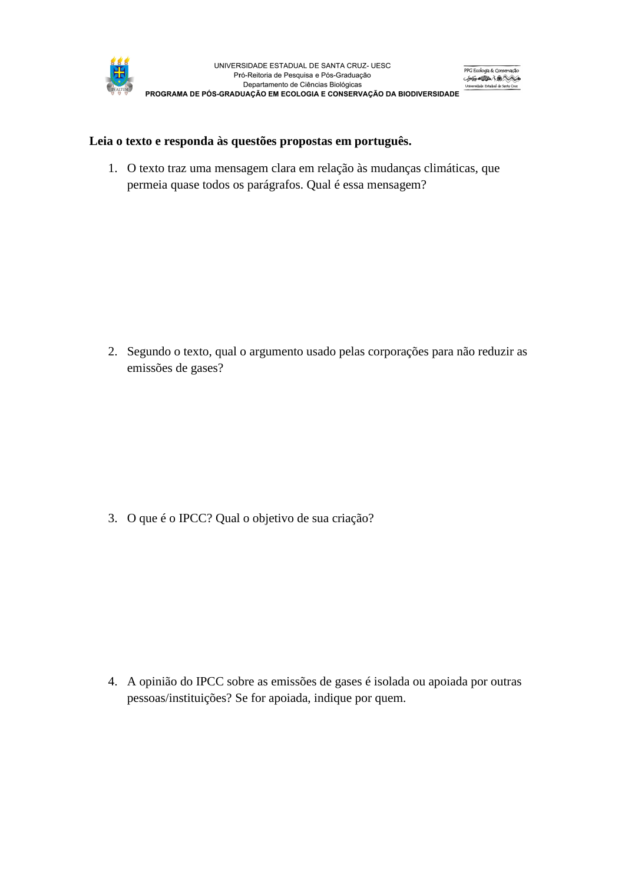UNIVERSIDADE ESTADUAL DE SANTA CRUZ- UESC
Pró-Reitoria de Pesquisa e Pós-Graduação
Departamento de Ciências Biológicas
**PROGRAMA DE PÓS-GRADUAÇÃO EM ECOLOGIA E CONSERVAÇÃO DA BIODIVERSIDADE**

**Leia o texto e responda às questões propostas em português.**

1. O texto traz uma mensagem clara em relação às mudanças climáticas, que permeia quase todos os parágrafos. Qual é essa mensagem?

2. Segundo o texto, qual o argumento usado pelas corporações para não reduzir as emissões de gases?

3. O que é o IPCC? Qual o objetivo de sua criação?

4. A opinião do IPCC sobre as emissões de gases é isolada ou apoiada por outras pessoas/instituições? Se for apoiada, indique por quem.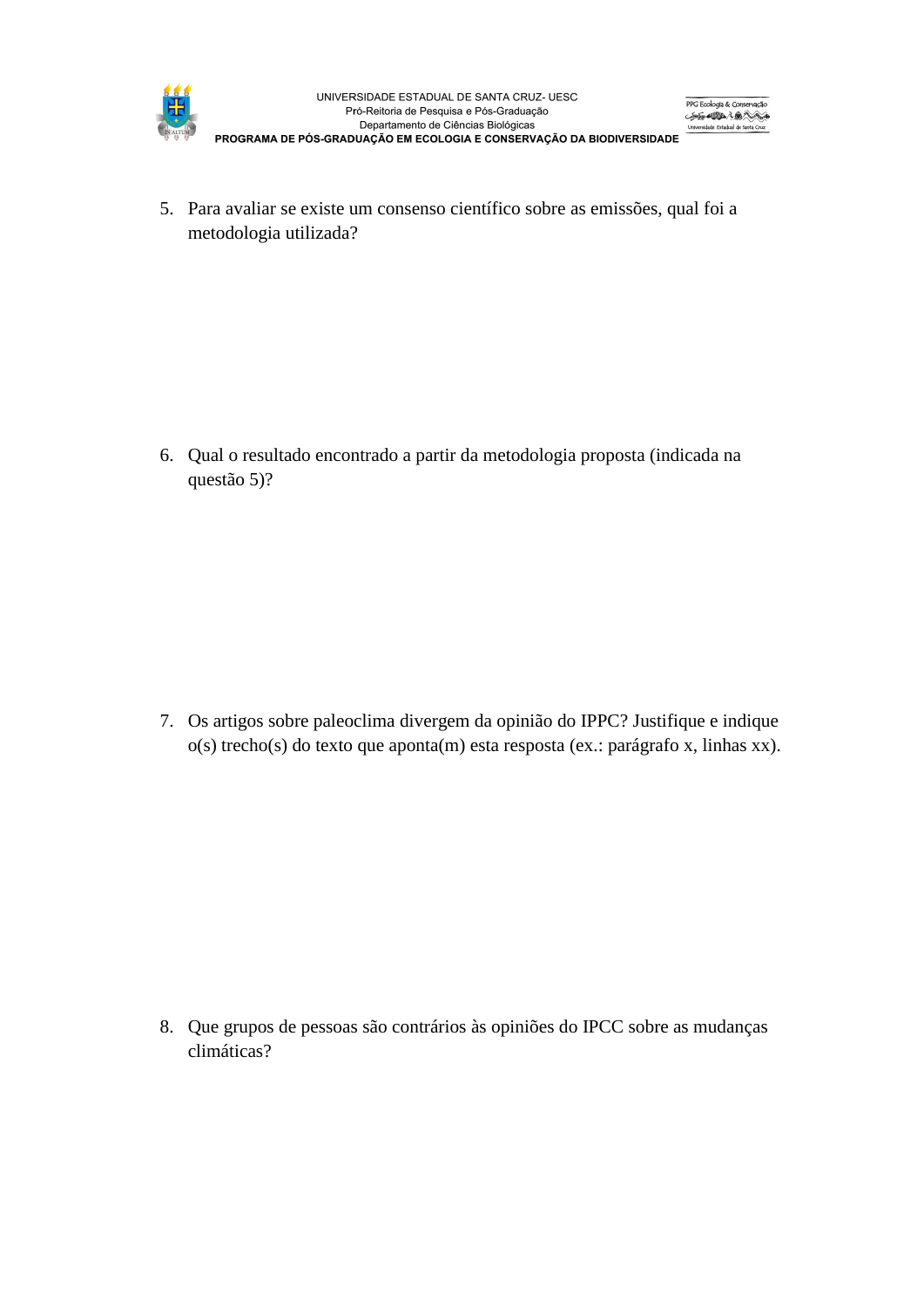5. Para avaliar se existe um consenso científico sobre as emissões, qual foi a metodologia utilizada?

6. Qual o resultado encontrado a partir da metodologia proposta (indicada na questão 5)?

7. Os artigos sobre paleoclima divergem da opinião do IPPC? Justifique e indique o(s) trecho(s) do texto que aponta(m) esta resposta (ex.: parágrafo x, linhas xx).

8. Que grupos de pessoas são contrários às opiniões do IPCC sobre as mudanças climáticas?